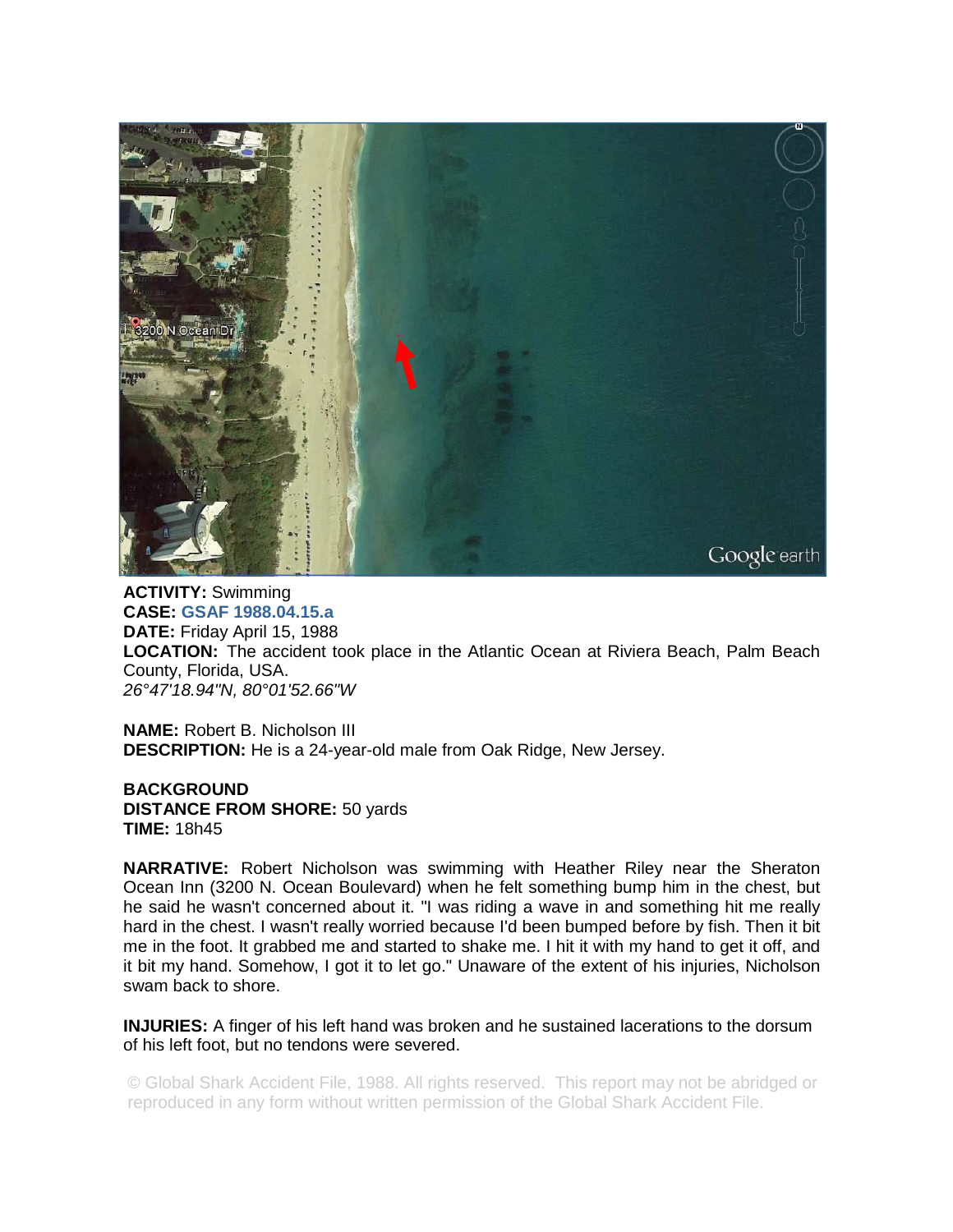**ACTIVITY:** Swimming
**CASE:** **GSAF 1988.04.15.a**
**DATE:** Friday April 15, 1988
**LOCATION:** The accident took place in the Atlantic Ocean at Riviera Beach, Palm Beach County, Florida, USA.
*26°47'18.94"N, 80°01'52.66"W*

**NAME:** Robert B. Nicholson III
**DESCRIPTION:** He is a 24-year-old male from Oak Ridge, New Jersey.

**BACKGROUND**
**DISTANCE FROM SHORE:** 50 yards
**TIME:** 18h45

**NARRATIVE:** Robert Nicholson was swimming with Heather Riley near the Sheraton Ocean Inn (3200 N. Ocean Boulevard) when he felt something bump him in the chest, but he said he wasn't concerned about it. "I was riding a wave in and something hit me really hard in the chest. I wasn't really worried because I'd been bumped before by fish. Then it bit me in the foot. It grabbed me and started to shake me. I hit it with my hand to get it off, and it bit my hand. Somehow, I got it to let go." Unaware of the extent of his injuries, Nicholson swam back to shore.

**INJURIES:** A finger of his left hand was broken and he sustained lacerations to the dorsum of his left foot, but no tendons were severed.

© Global Shark Accident File, 1988. All rights reserved. This report may not be abridged or reproduced in any form without written permission of the Global Shark Accident File.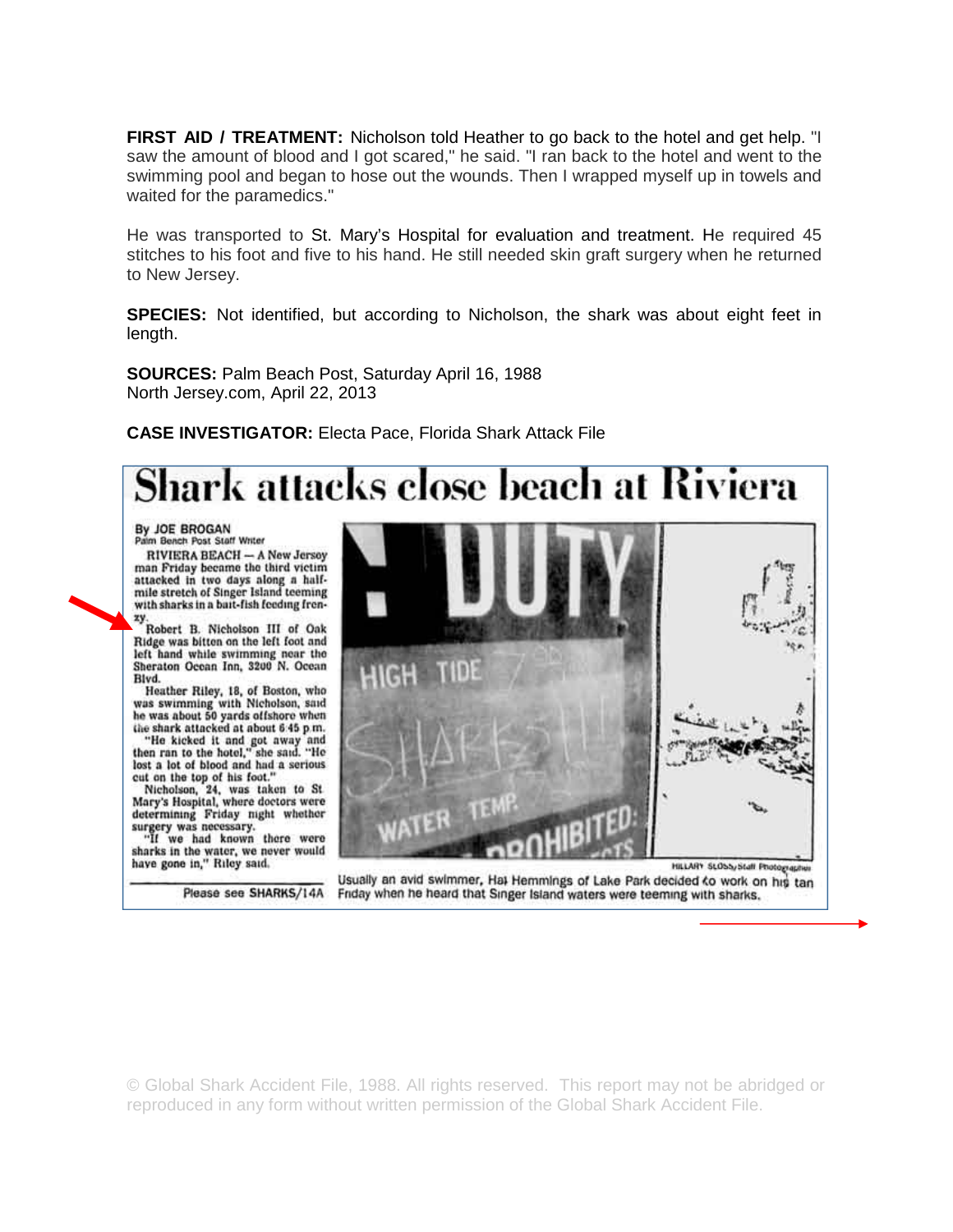**FIRST AID / TREATMENT:** Nicholson told Heather to go back to the hotel and get help. "I saw the amount of blood and I got scared," he said. "I ran back to the hotel and went to the swimming pool and began to hose out the wounds. Then I wrapped myself up in towels and waited for the paramedics."

He was transported to St. Mary's Hospital for evaluation and treatment. He required 45 stitches to his foot and five to his hand. He still needed skin graft surgery when he returned to New Jersey.

**SPECIES:** Not identified, but according to Nicholson, the shark was about eight feet in length.

**SOURCES:** Palm Beach Post, Saturday April 16, 1988
North Jersey.com, April 22, 2013

**CASE INVESTIGATOR:** Electa Pace, Florida Shark Attack File

# Shark attacks close beach at Riviera

By JOE BROGAN
Palm Beach Post Staff Writer

RIVIERA BEACH — A New Jersey man Friday became the third victim attacked in two days along a half-mile stretch of Singer Island teeming with sharks in a bait-fish feeding frenzy.

Robert B. Nicholson III of Oak Ridge was bitten on the left foot and left hand while swimming near the Sheraton Ocean Inn, 3200 N. Ocean Blvd.

Heather Riley, 18, of Boston, who was swimming with Nicholson, said he was about 50 yards offshore when the shark attacked at about 6:45 p.m.

"He kicked it and got away and then ran to the hotel," she said. "He lost a lot of blood and had a serious cut on the top of his foot."

Nicholson, 24, was taken to St. Mary's Hospital, where doctors were determining Friday night whether surgery was necessary.

"If we had known there were sharks in the water, we never would have gone in," Riley said.

Please see SHARKS/14A

HILLARY SLOSS/Staff Photographer

Usually an avid swimmer, Hal Hemmings of Lake Park decided to work on his tan Friday when he heard that Singer Island waters were teeming with sharks.

© Global Shark Accident File, 1988. All rights reserved. This report may not be abridged or reproduced in any form without written permission of the Global Shark Accident File.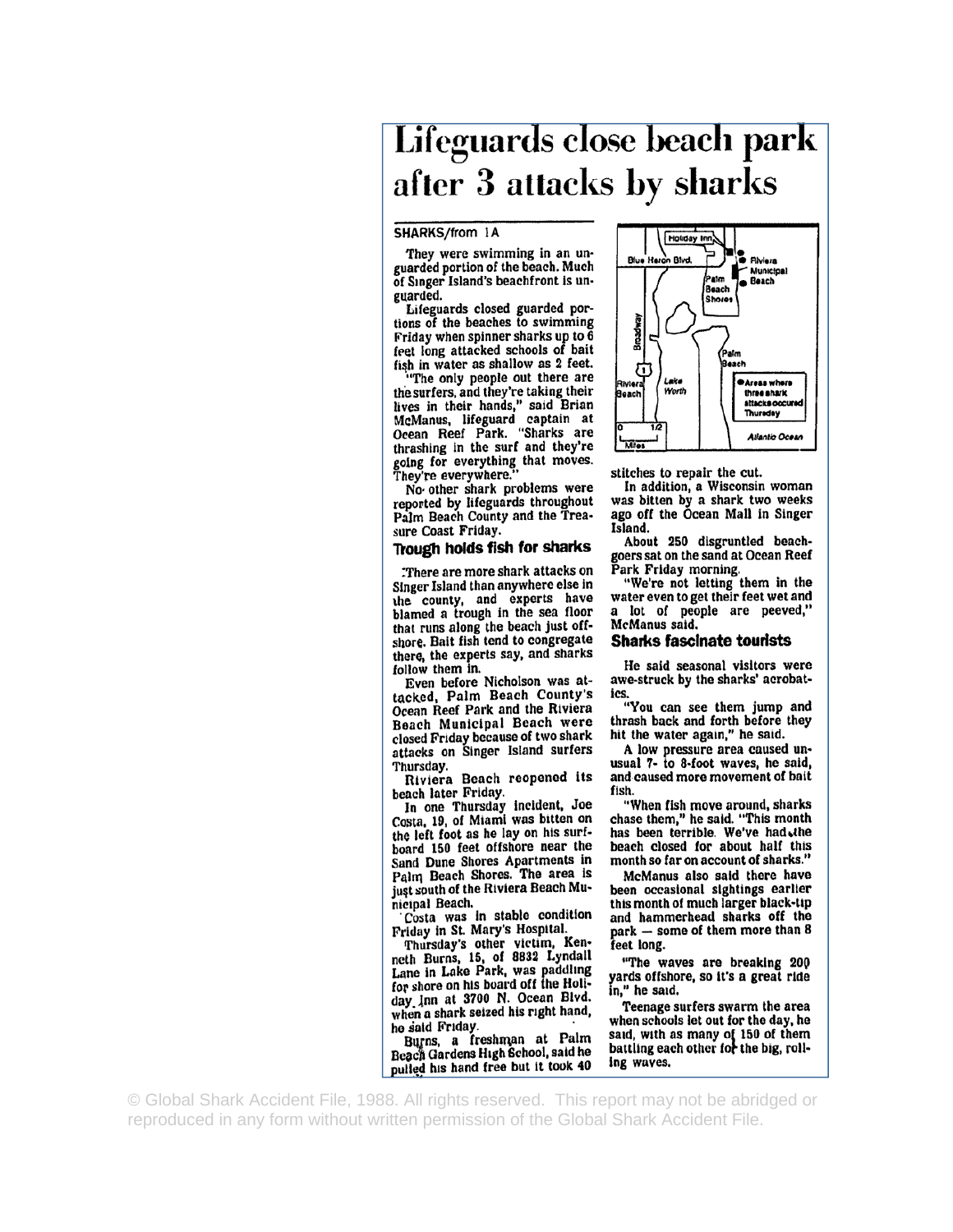# Lifeguards close beach park after 3 attacks by sharks

SHARKS/from 1A

They were swimming in an unguarded portion of the beach. Much of Singer Island's beachfront is unguarded.

Lifeguards closed guarded portions of the beaches to swimming Friday when spinner sharks up to 6 feet long attacked schools of bait fish in water as shallow as 2 feet.

"The only people out there are the surfers, and they're taking their lives in their hands," said Brian McManus, lifeguard captain at Ocean Reef Park. "Sharks are thrashing in the surf and they're going for everything that moves. They're everywhere."

No other shark problems were reported by lifeguards throughout Palm Beach County and the Treasure Coast Friday.

### Trough holds fish for sharks

There are more shark attacks on Singer Island than anywhere else in the county, and experts have blamed a trough in the sea floor that runs along the beach just offshore. Bait fish tend to congregate there, the experts say, and sharks follow them in.

Even before Nicholson was attacked, Palm Beach County's Ocean Reef Park and the Riviera Beach Municipal Beach were closed Friday because of two shark attacks on Singer Island surfers Thursday.

Riviera Beach reopened its beach later Friday.

In one Thursday incident, Joe Costa, 19, of Miami was bitten on the left foot as he lay on his surfboard 150 feet offshore near the Sand Dune Shores Apartments in Palm Beach Shores. The area is just south of the Riviera Beach Municipal Beach.

Costa was in stable condition Friday in St. Mary's Hospital.

Thursday's other victim, Kenneth Burns, 15, of 8832 Lyndall Lane in Lake Park, was paddling for shore on his board off the Holiday Inn at 3700 N. Ocean Blvd. when a shark seized his right hand, he said Friday.

Burns, a freshman at Palm Beach Gardens High School, said he pulled his hand free but it took 40 stitches to repair the cut.

Holiday Inn
Blue Heron Blvd.
Riviera Municipal Beach
Palm Beach Shores
Broadway
1
Riviera Beach
Lake Worth
Palm Beach
Areas where three shark attacks occured Thursday
0 1/2
Miles
Atlantic Ocean

In addition, a Wisconsin woman was bitten by a shark two weeks ago off the Ocean Mall in Singer Island.

About 250 disgruntled beachgoers sat on the sand at Ocean Reef Park Friday morning.

"We're not letting them in the water even to get their feet wet and a lot of people are peeved," McManus said.

### Sharks fascinate tourists

He said seasonal visitors were awe-struck by the sharks' acrobatics.

"You can see them jump and thrash back and forth before they hit the water again," he said.

A low pressure area caused unusual 7- to 8-foot waves, he said, and caused more movement of bait fish.

"When fish move around, sharks chase them," he said. "This month has been terrible. We've had the beach closed for about half this month so far on account of sharks."

McManus also said there have been occasional sightings earlier this month of much larger black-tip and hammerhead sharks off the park — some of them more than 8 feet long.

"The waves are breaking 200 yards offshore, so it's a great ride in," he said.

Teenage surfers swarm the area when schools let out for the day, he said, with as many of 150 of them battling each other for the big, rolling waves.

© Global Shark Accident File, 1988. All rights reserved. This report may not be abridged or reproduced in any form without written permission of the Global Shark Accident File.